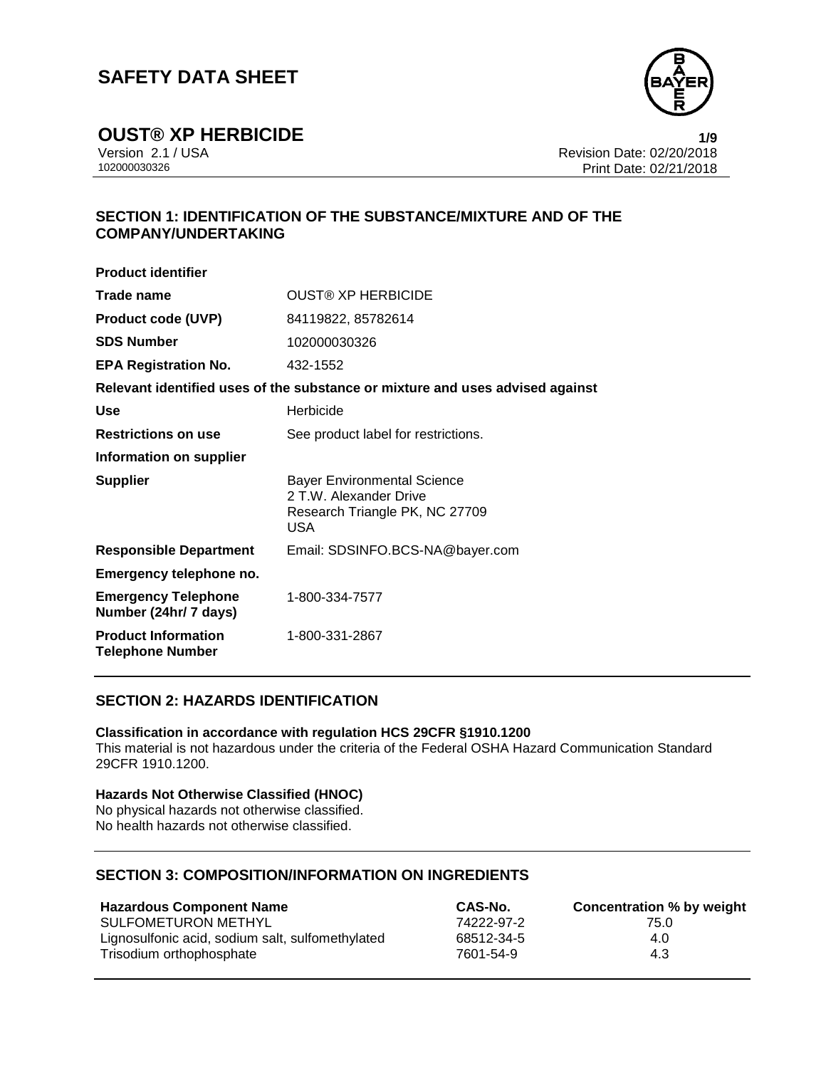# SAFETY DATA SHEET

## OUST® XP HERBICIDE

Version 2.1 / USA
102000030326

Revision Date: 02/20/2018
Print Date: 02/21/2018

### SECTION 1: IDENTIFICATION OF THE SUBSTANCE/MIXTURE AND OF THE COMPANY/UNDERTAKING

**Product identifier**

| | |
|---|---|
| **Trade name** | OUST® XP HERBICIDE |
| **Product code (UVP)** | 84119822, 85782614 |
| **SDS Number** | 102000030326 |
| **EPA Registration No.** | 432-1552 |

**Relevant identified uses of the substance or mixture and uses advised against**

| | |
|---|---|
| **Use** | Herbicide |
| **Restrictions on use** | See product label for restrictions. |

**Information on supplier**

| | |
|---|---|
| **Supplier** | Bayer Environmental Science<br>2 T.W. Alexander Drive<br>Research Triangle PK, NC 27709<br>USA |
| **Responsible Department** | Email: SDSINFO.BCS-NA@bayer.com |

**Emergency telephone no.**

| | |
|---|---|
| **Emergency Telephone Number (24hr/ 7 days)** | 1-800-334-7577 |
| **Product Information Telephone Number** | 1-800-331-2867 |

### SECTION 2: HAZARDS IDENTIFICATION

**Classification in accordance with regulation HCS 29CFR §1910.1200**
This material is not hazardous under the criteria of the Federal OSHA Hazard Communication Standard 29CFR 1910.1200.

**Hazards Not Otherwise Classified (HNOC)**
No physical hazards not otherwise classified.
No health hazards not otherwise classified.

### SECTION 3: COMPOSITION/INFORMATION ON INGREDIENTS

| Hazardous Component Name | CAS-No. | Concentration % by weight |
|---|---|---|
| SULFOMETURON METHYL | 74222-97-2 | 75.0 |
| Lignosulfonic acid, sodium salt, sulfomethylated | 68512-34-5 | 4.0 |
| Trisodium orthophosphate | 7601-54-9 | 4.3 |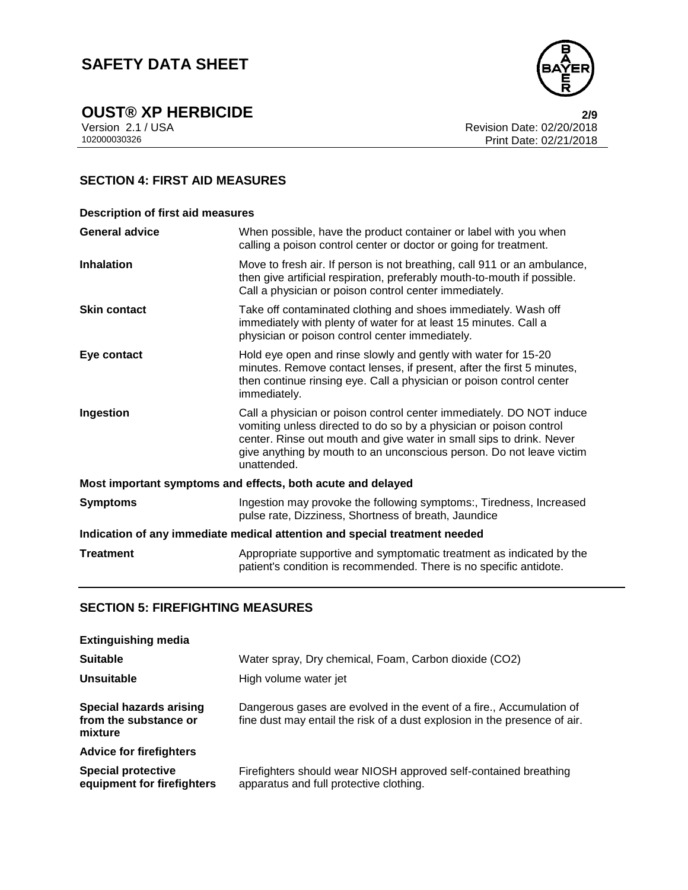## SECTION 4: FIRST AID MEASURES

**Description of first aid measures**

| | |
|---|---|
| **General advice** | When possible, have the product container or label with you when calling a poison control center or doctor or going for treatment. |
| **Inhalation** | Move to fresh air. If person is not breathing, call 911 or an ambulance, then give artificial respiration, preferably mouth-to-mouth if possible. Call a physician or poison control center immediately. |
| **Skin contact** | Take off contaminated clothing and shoes immediately. Wash off immediately with plenty of water for at least 15 minutes. Call a physician or poison control center immediately. |
| **Eye contact** | Hold eye open and rinse slowly and gently with water for 15-20 minutes. Remove contact lenses, if present, after the first 5 minutes, then continue rinsing eye. Call a physician or poison control center immediately. |
| **Ingestion** | Call a physician or poison control center immediately. DO NOT induce vomiting unless directed to do so by a physician or poison control center. Rinse out mouth and give water in small sips to drink. Never give anything by mouth to an unconscious person. Do not leave victim unattended. |

**Most important symptoms and effects, both acute and delayed**

| | |
|---|---|
| **Symptoms** | Ingestion may provoke the following symptoms:, Tiredness, Increased pulse rate, Dizziness, Shortness of breath, Jaundice |

**Indication of any immediate medical attention and special treatment needed**

| | |
|---|---|
| **Treatment** | Appropriate supportive and symptomatic treatment as indicated by the patient's condition is recommended. There is no specific antidote. |

## SECTION 5: FIREFIGHTING MEASURES

**Extinguishing media**

| | |
|---|---|
| **Suitable** | Water spray, Dry chemical, Foam, Carbon dioxide ($CO_2$) |
| **Unsuitable** | High volume water jet |
| **Special hazards arising from the substance or mixture** | Dangerous gases are evolved in the event of a fire., Accumulation of fine dust may entail the risk of a dust explosion in the presence of air. |

**Advice for firefighters**

| | |
|---|---|
| **Special protective equipment for firefighters** | Firefighters should wear NIOSH approved self-contained breathing apparatus and full protective clothing. |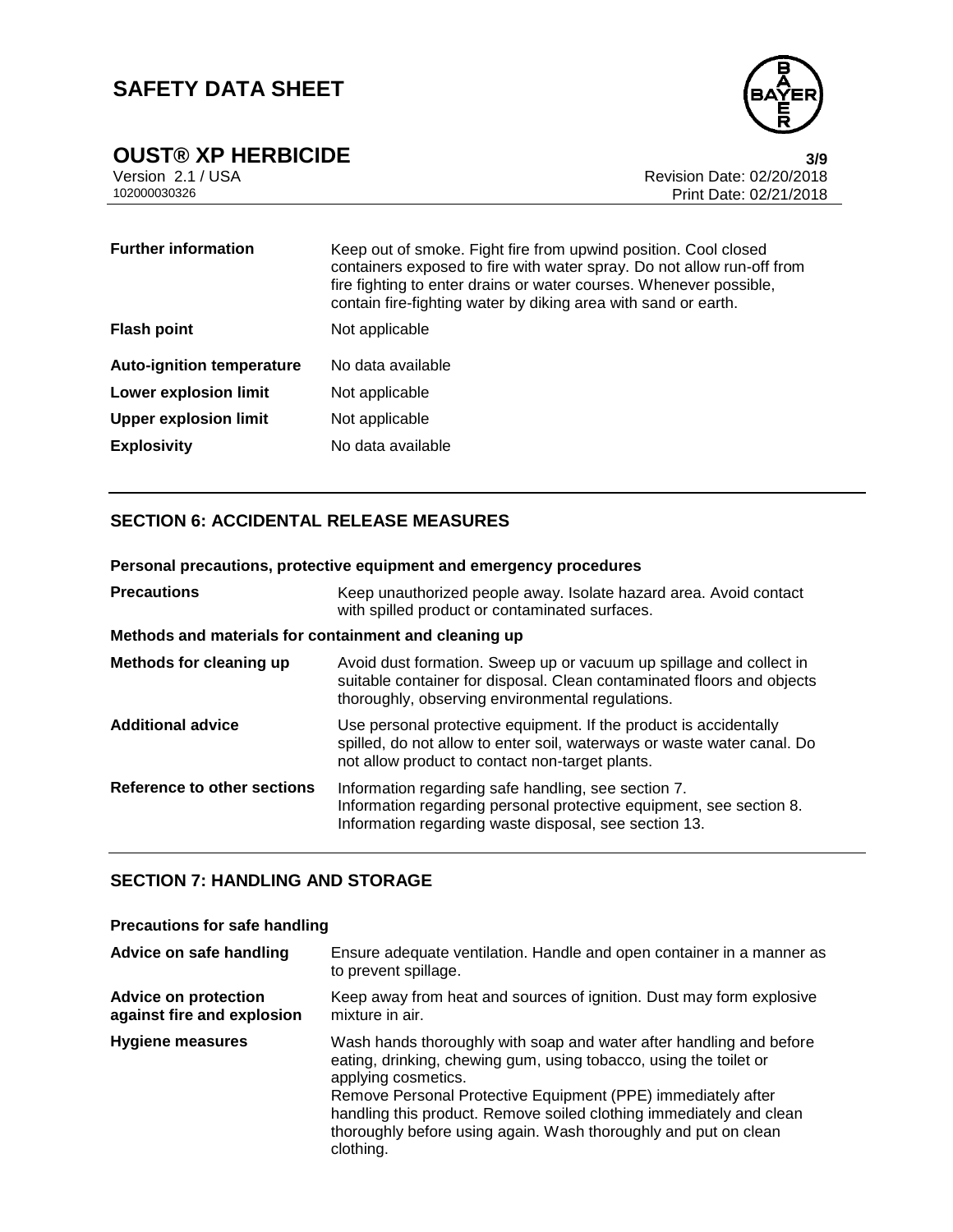| | |
|---|---|
| **Further information** | Keep out of smoke. Fight fire from upwind position. Cool closed containers exposed to fire with water spray. Do not allow run-off from fire fighting to enter drains or water courses. Whenever possible, contain fire-fighting water by diking area with sand or earth. |
| **Flash point** | Not applicable |
| **Auto-ignition temperature** | No data available |
| **Lower explosion limit** | Not applicable |
| **Upper explosion limit** | Not applicable |
| **Explosivity** | No data available |

## SECTION 6: ACCIDENTAL RELEASE MEASURES

**Personal precautions, protective equipment and emergency procedures**

| | |
|---|---|
| **Precautions** | Keep unauthorized people away. Isolate hazard area. Avoid contact with spilled product or contaminated surfaces. |

**Methods and materials for containment and cleaning up**

| | |
|---|---|
| **Methods for cleaning up** | Avoid dust formation. Sweep up or vacuum up spillage and collect in suitable container for disposal. Clean contaminated floors and objects thoroughly, observing environmental regulations. |
| **Additional advice** | Use personal protective equipment. If the product is accidentally spilled, do not allow to enter soil, waterways or waste water canal. Do not allow product to contact non-target plants. |
| **Reference to other sections** | Information regarding safe handling, see section 7.<br>Information regarding personal protective equipment, see section 8.<br>Information regarding waste disposal, see section 13. |

## SECTION 7: HANDLING AND STORAGE

**Precautions for safe handling**

| | |
|---|---|
| **Advice on safe handling** | Ensure adequate ventilation. Handle and open container in a manner as to prevent spillage. |
| **Advice on protection against fire and explosion** | Keep away from heat and sources of ignition. Dust may form explosive mixture in air. |
| **Hygiene measures** | Wash hands thoroughly with soap and water after handling and before eating, drinking, chewing gum, using tobacco, using the toilet or applying cosmetics.<br>Remove Personal Protective Equipment (PPE) immediately after handling this product. Remove soiled clothing immediately and clean thoroughly before using again. Wash thoroughly and put on clean clothing. |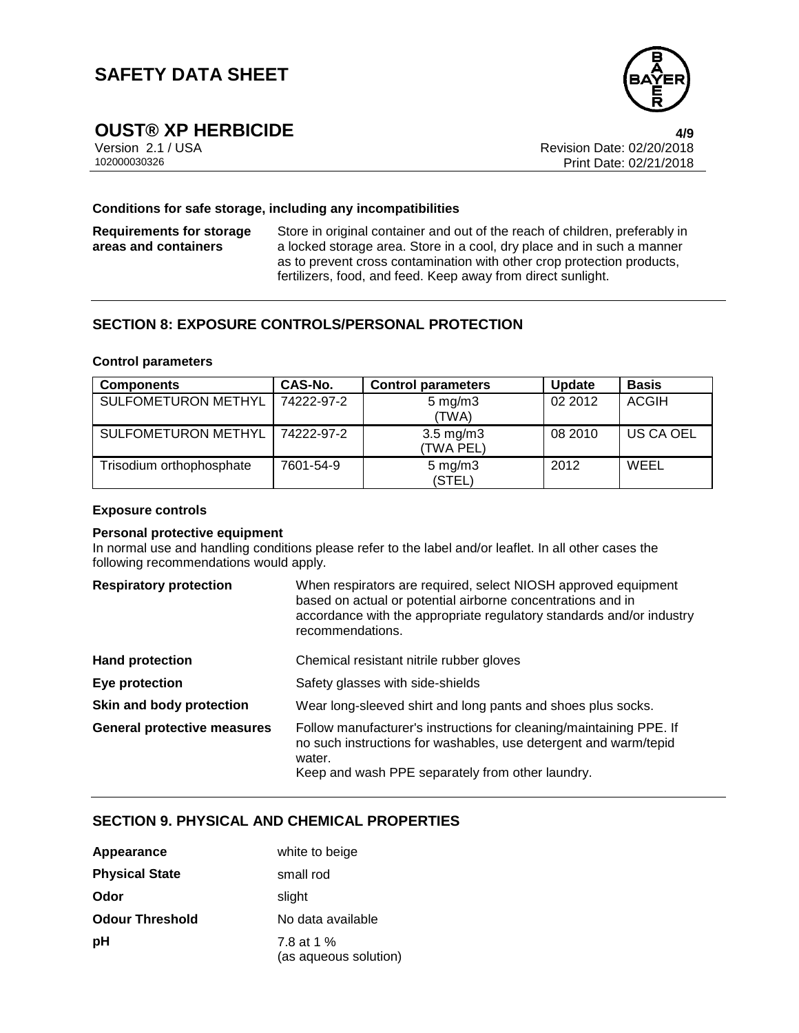#### Conditions for safe storage, including any incompatibilities

**Requirements for storage areas and containers**

Store in original container and out of the reach of children, preferably in a locked storage area. Store in a cool, dry place and in such a manner as to prevent cross contamination with other crop protection products, fertilizers, food, and feed. Keep away from direct sunlight.

## SECTION 8: EXPOSURE CONTROLS/PERSONAL PROTECTION

#### Control parameters

| Components | CAS-No. | Control parameters | Update | Basis |
|---|---|---|---|---|
| SULFOMETURON METHYL | 74222-97-2 | 5 mg/m3 (TWA) | 02 2012 | ACGIH |
| SULFOMETURON METHYL | 74222-97-2 | 3.5 mg/m3 (TWA PEL) | 08 2010 | US CA OEL |
| Trisodium orthophosphate | 7601-54-9 | 5 mg/m3 (STEL) | 2012 | WEEL |

#### Exposure controls

**Personal protective equipment**

In normal use and handling conditions please refer to the label and/or leaflet. In all other cases the following recommendations would apply.

**Respiratory protection**
When respirators are required, select NIOSH approved equipment based on actual or potential airborne concentrations and in accordance with the appropriate regulatory standards and/or industry recommendations.

**Hand protection**
Chemical resistant nitrile rubber gloves

**Eye protection**
Safety glasses with side-shields

**Skin and body protection**
Wear long-sleeved shirt and long pants and shoes plus socks.

**General protective measures**
Follow manufacturer's instructions for cleaning/maintaining PPE. If no such instructions for washables, use detergent and warm/tepid water.
Keep and wash PPE separately from other laundry.

## SECTION 9. PHYSICAL AND CHEMICAL PROPERTIES

**Appearance** white to beige

**Physical State** small rod

**Odor** slight

**Odour Threshold** No data available

**pH** 7.8 at 1 % (as aqueous solution)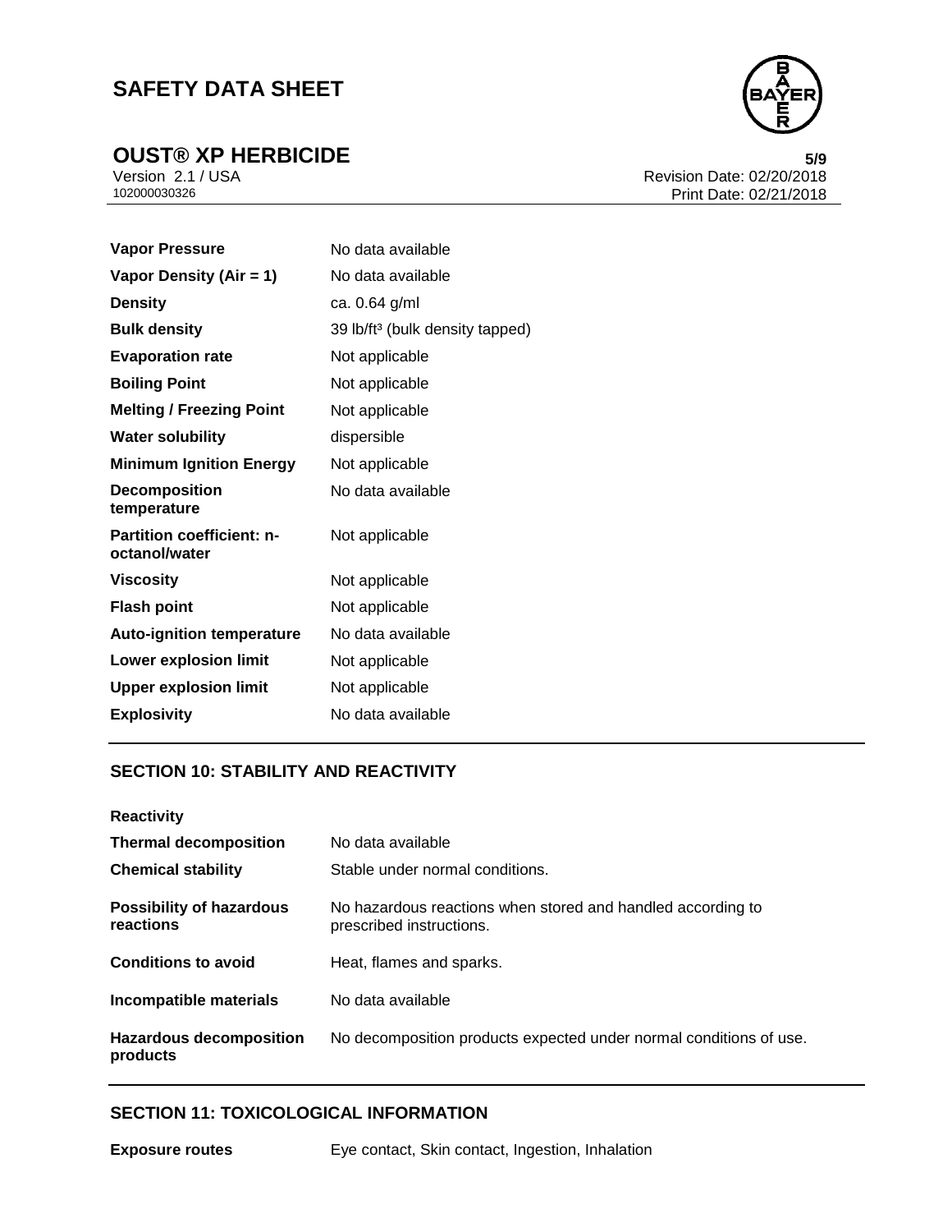| | |
|---|---|
| **Vapor Pressure** | No data available |
| **Vapor Density (Air = 1)** | No data available |
| **Density** | ca. 0.64 g/ml |
| **Bulk density** | 39 lb/ft³ (bulk density tapped) |
| **Evaporation rate** | Not applicable |
| **Boiling Point** | Not applicable |
| **Melting / Freezing Point** | Not applicable |
| **Water solubility** | dispersible |
| **Minimum Ignition Energy** | Not applicable |
| **Decomposition temperature** | No data available |
| **Partition coefficient: n-octanol/water** | Not applicable |
| **Viscosity** | Not applicable |
| **Flash point** | Not applicable |
| **Auto-ignition temperature** | No data available |
| **Lower explosion limit** | Not applicable |
| **Upper explosion limit** | Not applicable |
| **Explosivity** | No data available |

## SECTION 10: STABILITY AND REACTIVITY

**Reactivity**

| | |
|---|---|
| **Thermal decomposition** | No data available |
| **Chemical stability** | Stable under normal conditions. |
| **Possibility of hazardous reactions** | No hazardous reactions when stored and handled according to prescribed instructions. |
| **Conditions to avoid** | Heat, flames and sparks. |
| **Incompatible materials** | No data available |
| **Hazardous decomposition products** | No decomposition products expected under normal conditions of use. |

## SECTION 11: TOXICOLOGICAL INFORMATION

| | |
|---|---|
| **Exposure routes** | Eye contact, Skin contact, Ingestion, Inhalation |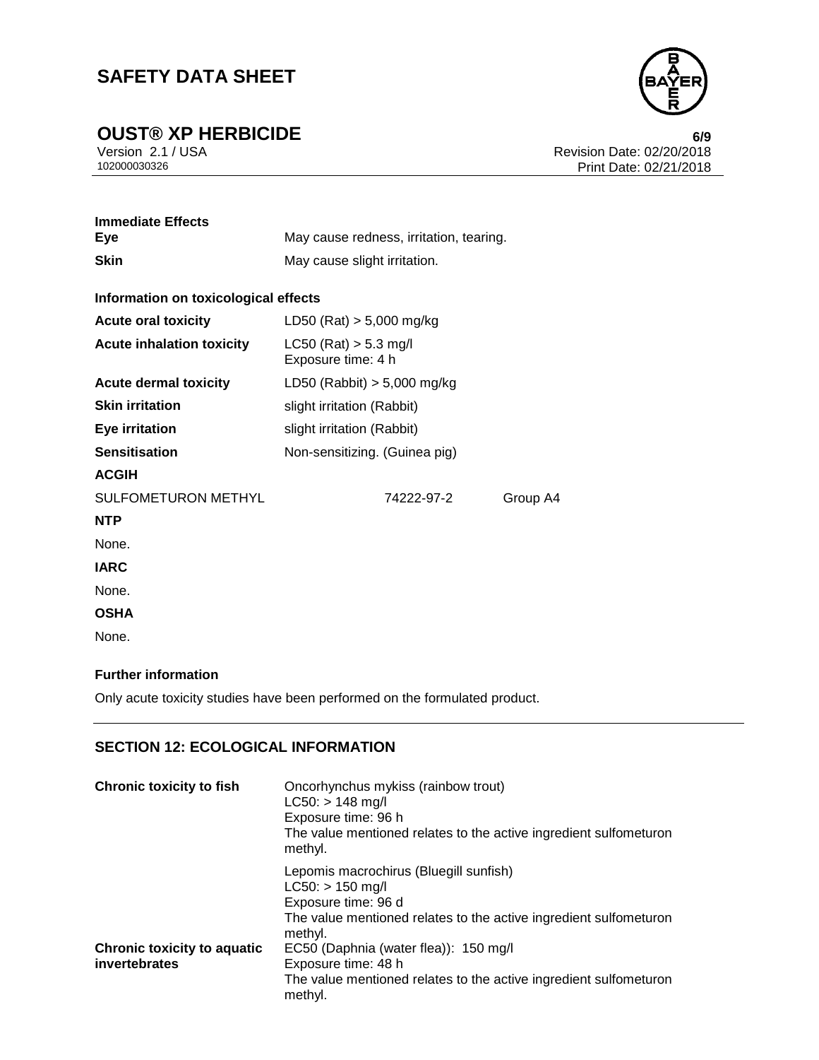**Immediate Effects**

| | |
|---|---|
| **Eye** | May cause redness, irritation, tearing. |
| **Skin** | May cause slight irritation. |

**Information on toxicological effects**

| | |
|---|---|
| **Acute oral toxicity** | LD50 (Rat) > 5,000 mg/kg |
| **Acute inhalation toxicity** | LC50 (Rat) > 5.3 mg/l<br>Exposure time: 4 h |
| **Acute dermal toxicity** | LD50 (Rabbit) > 5,000 mg/kg |
| **Skin irritation** | slight irritation (Rabbit) |
| **Eye irritation** | slight irritation (Rabbit) |
| **Sensitisation** | Non-sensitizing. (Guinea pig) |

**ACGIH**

| | | |
|---|---|---|
| SULFOMETURON METHYL | 74222-97-2 | Group A4 |

**NTP**

None.

**IARC**

None.

**OSHA**

None.

**Further information**

Only acute toxicity studies have been performed on the formulated product.

## SECTION 12: ECOLOGICAL INFORMATION

| | |
|---|---|
| **Chronic toxicity to fish** | Oncorhynchus mykiss (rainbow trout)<br>LC50: > 148 mg/l<br>Exposure time: 96 h<br>The value mentioned relates to the active ingredient sulfometuron methyl. |
| | Lepomis macrochirus (Bluegill sunfish)<br>LC50: > 150 mg/l<br>Exposure time: 96 d<br>The value mentioned relates to the active ingredient sulfometuron methyl. |
| **Chronic toxicity to aquatic invertebrates** | EC50 (Daphnia (water flea)): 150 mg/l<br>Exposure time: 48 h<br>The value mentioned relates to the active ingredient sulfometuron methyl. |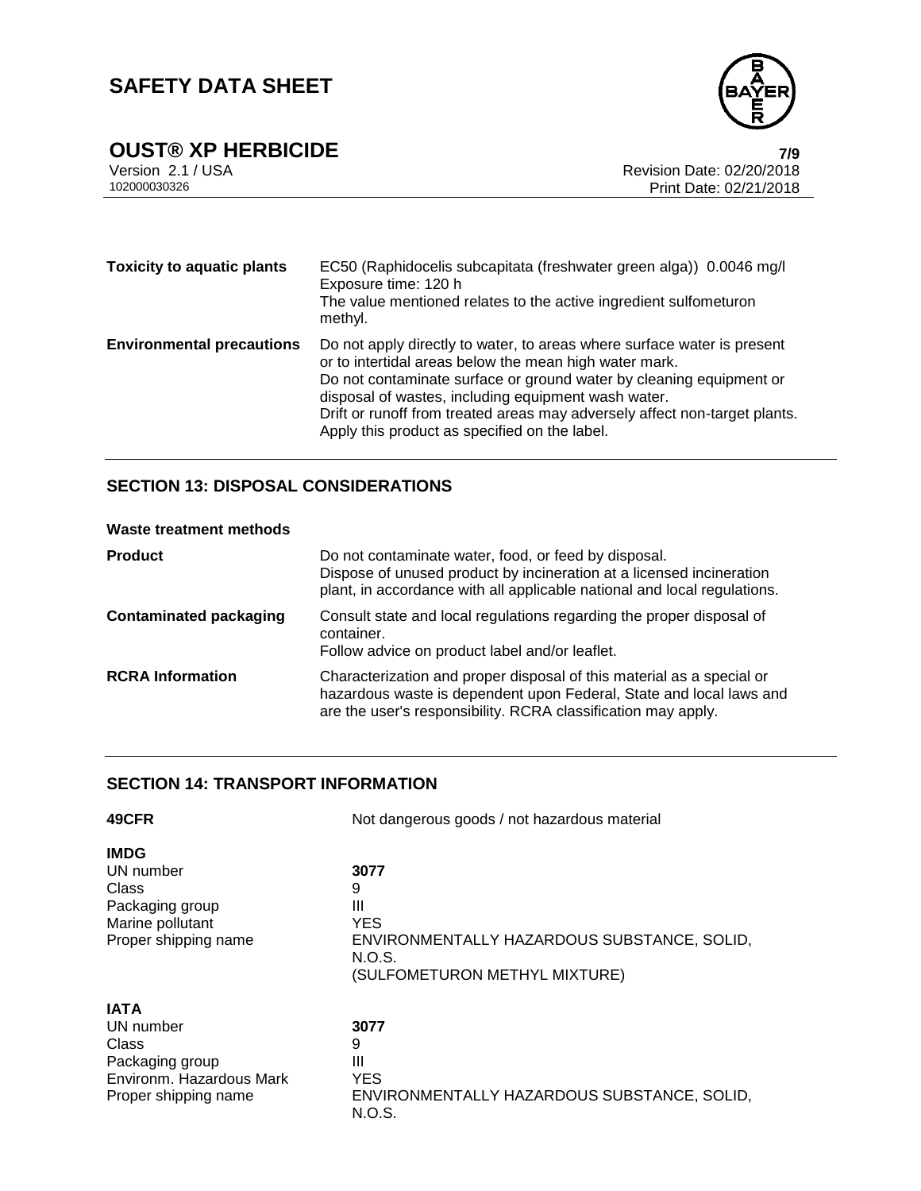| | |
|---|---|
| **Toxicity to aquatic plants** | EC50 (Raphidocelis subcapitata (freshwater green alga)) 0.0046 mg/l<br>Exposure time: 120 h<br>The value mentioned relates to the active ingredient sulfometuron methyl. |
| **Environmental precautions** | Do not apply directly to water, to areas where surface water is present or to intertidal areas below the mean high water mark.<br>Do not contaminate surface or ground water by cleaning equipment or disposal of wastes, including equipment wash water.<br>Drift or runoff from treated areas may adversely affect non-target plants.<br>Apply this product as specified on the label. |

## SECTION 13: DISPOSAL CONSIDERATIONS

**Waste treatment methods**

| | |
|---|---|
| **Product** | Do not contaminate water, food, or feed by disposal.<br>Dispose of unused product by incineration at a licensed incineration plant, in accordance with all applicable national and local regulations. |
| **Contaminated packaging** | Consult state and local regulations regarding the proper disposal of container.<br>Follow advice on product label and/or leaflet. |
| **RCRA Information** | Characterization and proper disposal of this material as a special or hazardous waste is dependent upon Federal, State and local laws and are the user's responsibility. RCRA classification may apply. |

## SECTION 14: TRANSPORT INFORMATION

| | |
|---|---|
| **49CFR** | Not dangerous goods / not hazardous material |

**IMDG**

| | |
|---|---|
| UN number | **3077** |
| Class | 9 |
| Packaging group | III |
| Marine pollutant | YES |
| Proper shipping name | ENVIRONMENTALLY HAZARDOUS SUBSTANCE, SOLID, N.O.S.<br>(SULFOMETURON METHYL MIXTURE) |

**IATA**

| | |
|---|---|
| UN number | **3077** |
| Class | 9 |
| Packaging group | III |
| Environm. Hazardous Mark | YES |
| Proper shipping name | ENVIRONMENTALLY HAZARDOUS SUBSTANCE, SOLID, N.O.S. |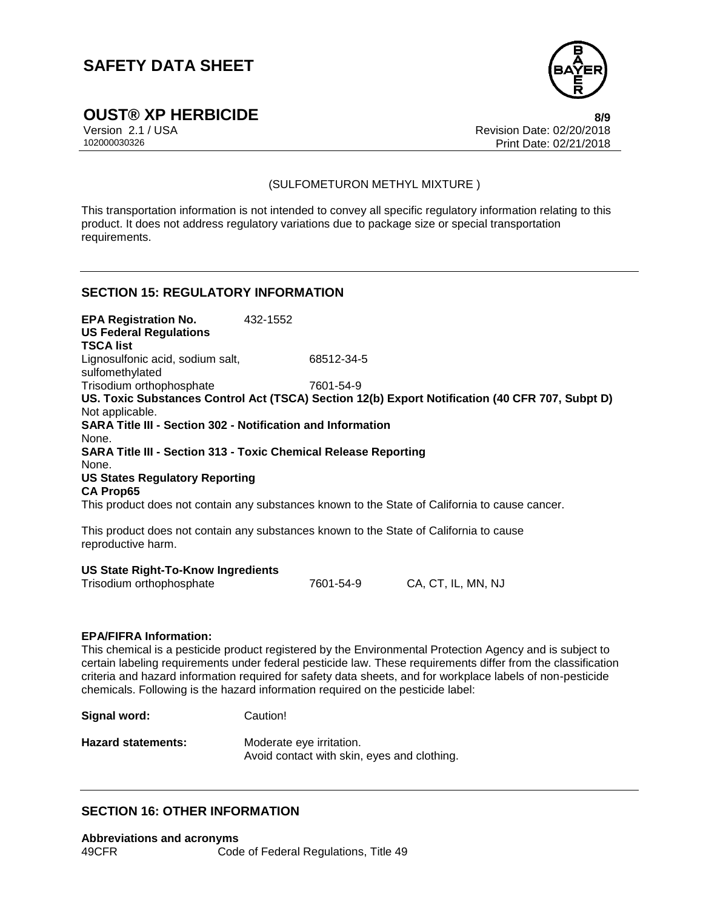(SULFOMETURON METHYL MIXTURE )

This transportation information is not intended to convey all specific regulatory information relating to this product. It does not address regulatory variations due to package size or special transportation requirements.

## SECTION 15: REGULATORY INFORMATION

**EPA Registration No.** 432-1552

**US Federal Regulations**

**TSCA list**

| | |
|---|---|
| Lignosulfonic acid, sodium salt, sulfomethylated | 68512-34-5 |
| Trisodium orthophosphate | 7601-54-9 |

**US. Toxic Substances Control Act (TSCA) Section 12(b) Export Notification (40 CFR 707, Subpt D)**
Not applicable.

**SARA Title III - Section 302 - Notification and Information**
None.

**SARA Title III - Section 313 - Toxic Chemical Release Reporting**
None.

**US States Regulatory Reporting**

**CA Prop65**
This product does not contain any substances known to the State of California to cause cancer.

This product does not contain any substances known to the State of California to cause reproductive harm.

**US State Right-To-Know Ingredients**

| | | |
|---|---|---|
| Trisodium orthophosphate | 7601-54-9 | CA, CT, IL, MN, NJ |

**EPA/FIFRA Information:**
This chemical is a pesticide product registered by the Environmental Protection Agency and is subject to certain labeling requirements under federal pesticide law. These requirements differ from the classification criteria and hazard information required for safety data sheets, and for workplace labels of non-pesticide chemicals. Following is the hazard information required on the pesticide label:

**Signal word:** Caution!

**Hazard statements:** Moderate eye irritation.
Avoid contact with skin, eyes and clothing.

## SECTION 16: OTHER INFORMATION

**Abbreviations and acronyms**

| | |
|---|---|
| 49CFR | Code of Federal Regulations, Title 49 |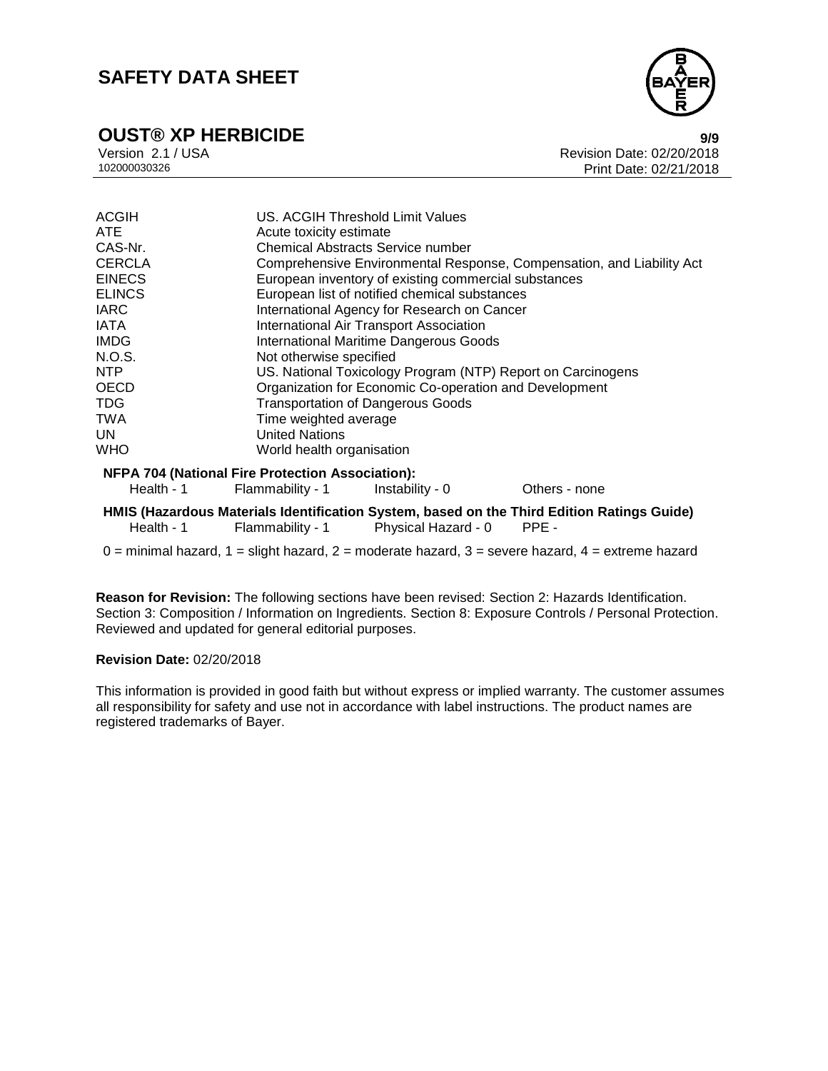| | |
|---|---|
| ACGIH | US. ACGIH Threshold Limit Values |
| ATE | Acute toxicity estimate |
| CAS-Nr. | Chemical Abstracts Service number |
| CERCLA | Comprehensive Environmental Response, Compensation, and Liability Act |
| EINECS | European inventory of existing commercial substances |
| ELINCS | European list of notified chemical substances |
| IARC | International Agency for Research on Cancer |
| IATA | International Air Transport Association |
| IMDG | International Maritime Dangerous Goods |
| N.O.S. | Not otherwise specified |
| NTP | US. National Toxicology Program (NTP) Report on Carcinogens |
| OECD | Organization for Economic Co-operation and Development |
| TDG | Transportation of Dangerous Goods |
| TWA | Time weighted average |
| UN | United Nations |
| WHO | World health organisation |

**NFPA 704 (National Fire Protection Association):**

| | | | |
|---|---|---|---|
| Health - 1 | Flammability - 1 | Instability - 0 | Others - none |

**HMIS (Hazardous Materials Identification System, based on the Third Edition Ratings Guide)**

| | | | |
|---|---|---|---|
| Health - 1 | Flammability - 1 | Physical Hazard - 0 | PPE - |

0 = minimal hazard, 1 = slight hazard, 2 = moderate hazard, 3 = severe hazard, 4 = extreme hazard

**Reason for Revision:** The following sections have been revised: Section 2: Hazards Identification. Section 3: Composition / Information on Ingredients. Section 8: Exposure Controls / Personal Protection. Reviewed and updated for general editorial purposes.

**Revision Date:** 02/20/2018

This information is provided in good faith but without express or implied warranty. The customer assumes all responsibility for safety and use not in accordance with label instructions. The product names are registered trademarks of Bayer.